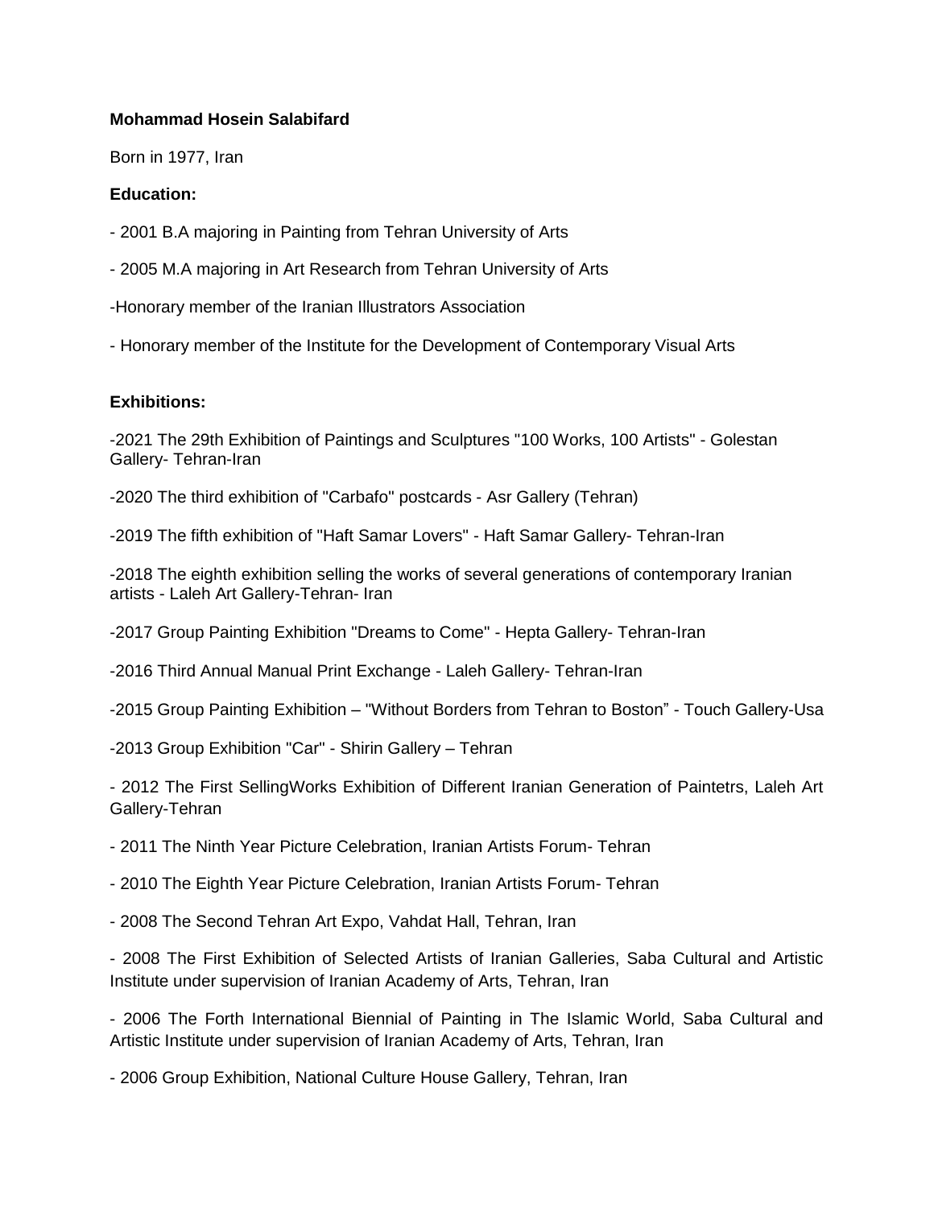**Mohammad Hosein Salabifard**

Born in 1977, Iran

**Education:**

- 2001 B.A majoring in Painting from Tehran University of Arts

- 2005 M.A majoring in Art Research from Tehran University of Arts

-Honorary member of the Iranian Illustrators Association

- Honorary member of the Institute for the Development of Contemporary Visual Arts

**Exhibitions:**

-2021 The 29th Exhibition of Paintings and Sculptures "100 Works, 100 Artists" - Golestan Gallery- Tehran-Iran

-2020 The third exhibition of "Carbafo" postcards - Asr Gallery (Tehran)

-2019 The fifth exhibition of "Haft Samar Lovers" - Haft Samar Gallery- Tehran-Iran

-2018 The eighth exhibition selling the works of several generations of contemporary Iranian artists - Laleh Art Gallery-Tehran- Iran

-2017 Group Painting Exhibition "Dreams to Come" - Hepta Gallery- Tehran-Iran

-2016 Third Annual Manual Print Exchange - Laleh Gallery- Tehran-Iran

-2015 Group Painting Exhibition – "Without Borders from Tehran to Boston" - Touch Gallery-Usa

-2013 Group Exhibition "Car" - Shirin Gallery – Tehran

- 2012 The First SellingWorks Exhibition of Different Iranian Generation of Paintetrs, Laleh Art Gallery-Tehran

- 2011 The Ninth Year Picture Celebration, Iranian Artists Forum- Tehran

- 2010 The Eighth Year Picture Celebration, Iranian Artists Forum- Tehran

- 2008 The Second Tehran Art Expo, Vahdat Hall, Tehran, Iran

- 2008 The First Exhibition of Selected Artists of Iranian Galleries, Saba Cultural and Artistic Institute under supervision of Iranian Academy of Arts, Tehran, Iran

- 2006 The Forth International Biennial of Painting in The Islamic World, Saba Cultural and Artistic Institute under supervision of Iranian Academy of Arts, Tehran, Iran

- 2006 Group Exhibition, National Culture House Gallery, Tehran, Iran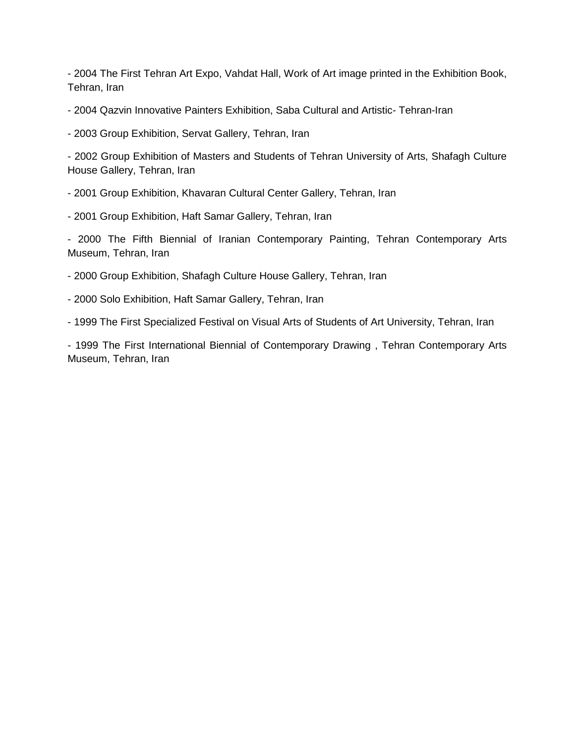- 2004 The First Tehran Art Expo, Vahdat Hall, Work of Art image printed in the Exhibition Book, Tehran, Iran

- 2004 Qazvin Innovative Painters Exhibition, Saba Cultural and Artistic- Tehran-Iran

- 2003 Group Exhibition, Servat Gallery, Tehran, Iran

- 2002 Group Exhibition of Masters and Students of Tehran University of Arts, Shafagh Culture House Gallery, Tehran, Iran

- 2001 Group Exhibition, Khavaran Cultural Center Gallery, Tehran, Iran

- 2001 Group Exhibition, Haft Samar Gallery, Tehran, Iran

- 2000 The Fifth Biennial of Iranian Contemporary Painting, Tehran Contemporary Arts Museum, Tehran, Iran

- 2000 Group Exhibition, Shafagh Culture House Gallery, Tehran, Iran

- 2000 Solo Exhibition, Haft Samar Gallery, Tehran, Iran

- 1999 The First Specialized Festival on Visual Arts of Students of Art University, Tehran, Iran

- 1999 The First International Biennial of Contemporary Drawing , Tehran Contemporary Arts Museum, Tehran, Iran